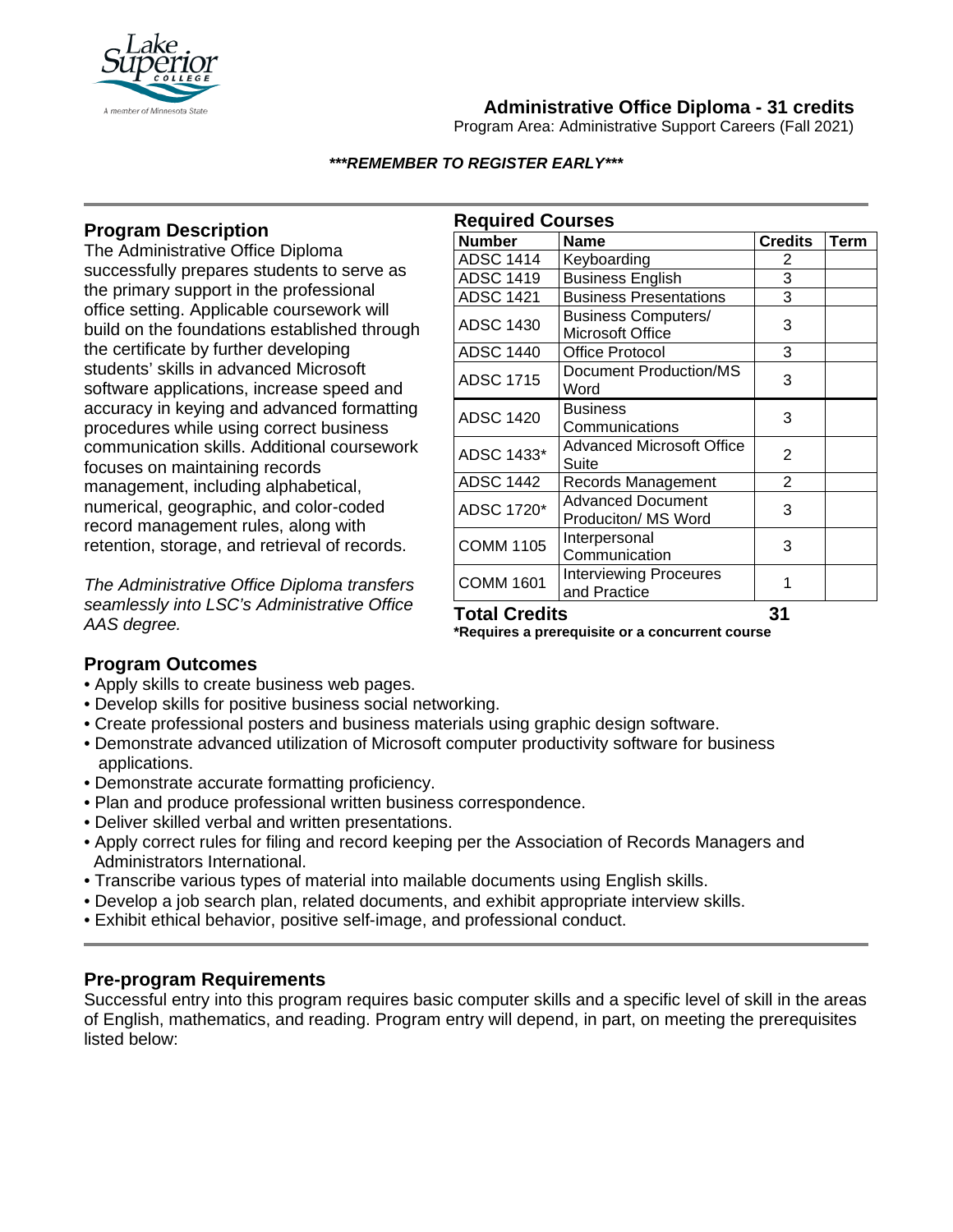# Administrative Office Diploma - 31 credits

Program Area: Administrative Support Careers (Fall 2021)

***\*\*\*REMEMBER TO REGISTER EARLY\*\*\****

## Program Description

The Administrative Office Diploma successfully prepares students to serve as the primary support in the professional office setting. Applicable coursework will build on the foundations established through the certificate by further developing students' skills in advanced Microsoft software applications, increase speed and accuracy in keying and advanced formatting procedures while using correct business communication skills. Additional coursework focuses on maintaining records management, including alphabetical, numerical, geographic, and color-coded record management rules, along with retention, storage, and retrieval of records.

*The Administrative Office Diploma transfers seamlessly into LSC's Administrative Office AAS degree.*

## Required Courses

| Number | Name | Credits | Term |
|---|---|---|---|
| ADSC 1414 | Keyboarding | 2 | |
| ADSC 1419 | Business English | 3 | |
| ADSC 1421 | Business Presentations | 3 | |
| ADSC 1430 | Business Computers/ Microsoft Office | 3 | |
| ADSC 1440 | Office Protocol | 3 | |
| ADSC 1715 | Document Production/MS Word | 3 | |
| ADSC 1420 | Business Communications | 3 | |
| ADSC 1433* | Advanced Microsoft Office Suite | 2 | |
| ADSC 1442 | Records Management | 2 | |
| ADSC 1720* | Advanced Document Produciton/ MS Word | 3 | |
| COMM 1105 | Interpersonal Communication | 3 | |
| COMM 1601 | Interviewing Proceures and Practice | 1 | |
| **Total Credits** | | **31** | |

**\*Requires a prerequisite or a concurrent course**

## Program Outcomes

- Apply skills to create business web pages.
- Develop skills for positive business social networking.
- Create professional posters and business materials using graphic design software.
- Demonstrate advanced utilization of Microsoft computer productivity software for business applications.
- Demonstrate accurate formatting proficiency.
- Plan and produce professional written business correspondence.
- Deliver skilled verbal and written presentations.
- Apply correct rules for filing and record keeping per the Association of Records Managers and Administrators International.
- Transcribe various types of material into mailable documents using English skills.
- Develop a job search plan, related documents, and exhibit appropriate interview skills.
- Exhibit ethical behavior, positive self-image, and professional conduct.

## Pre-program Requirements

Successful entry into this program requires basic computer skills and a specific level of skill in the areas of English, mathematics, and reading. Program entry will depend, in part, on meeting the prerequisites listed below: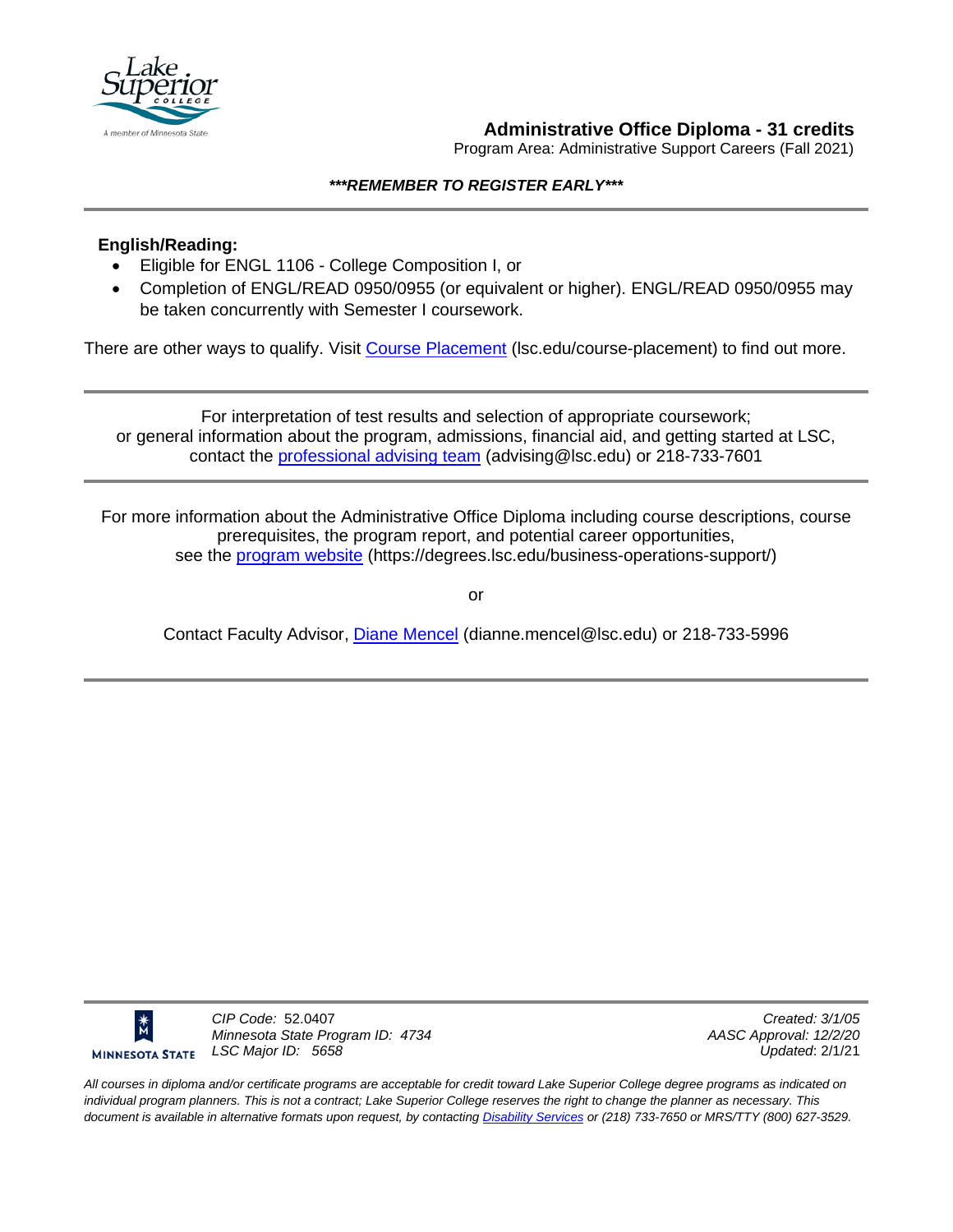**Administrative Office Diploma - 31 credits**

Program Area: Administrative Support Careers (Fall 2021)

***REMEMBER TO REGISTER EARLY***

---

**English/Reading:**

- Eligible for ENGL 1106 - College Composition I, or
- Completion of ENGL/READ 0950/0955 (or equivalent or higher). ENGL/READ 0950/0955 may be taken concurrently with Semester I coursework.

There are other ways to qualify. Visit Course Placement (lsc.edu/course-placement) to find out more.

---

For interpretation of test results and selection of appropriate coursework; or general information about the program, admissions, financial aid, and getting started at LSC, contact the professional advising team (advising@lsc.edu) or 218-733-7601

---

For more information about the Administrative Office Diploma including course descriptions, course prerequisites, the program report, and potential career opportunities, see the program website (https://degrees.lsc.edu/business-operations-support/)

or

Contact Faculty Advisor, Diane Mencel (dianne.mencel@lsc.edu) or 218-733-5996

---

*CIP Code:* 52.0407
*Minnesota State Program ID: 4734*
*LSC Major ID: 5658*

*Created: 3/1/05*
*AASC Approval: 12/2/20*
*Updated*: 2/1/21

*All courses in diploma and/or certificate programs are acceptable for credit toward Lake Superior College degree programs as indicated on individual program planners. This is not a contract; Lake Superior College reserves the right to change the planner as necessary. This document is available in alternative formats upon request, by contacting Disability Services or (218) 733-7650 or MRS/TTY (800) 627-3529.*